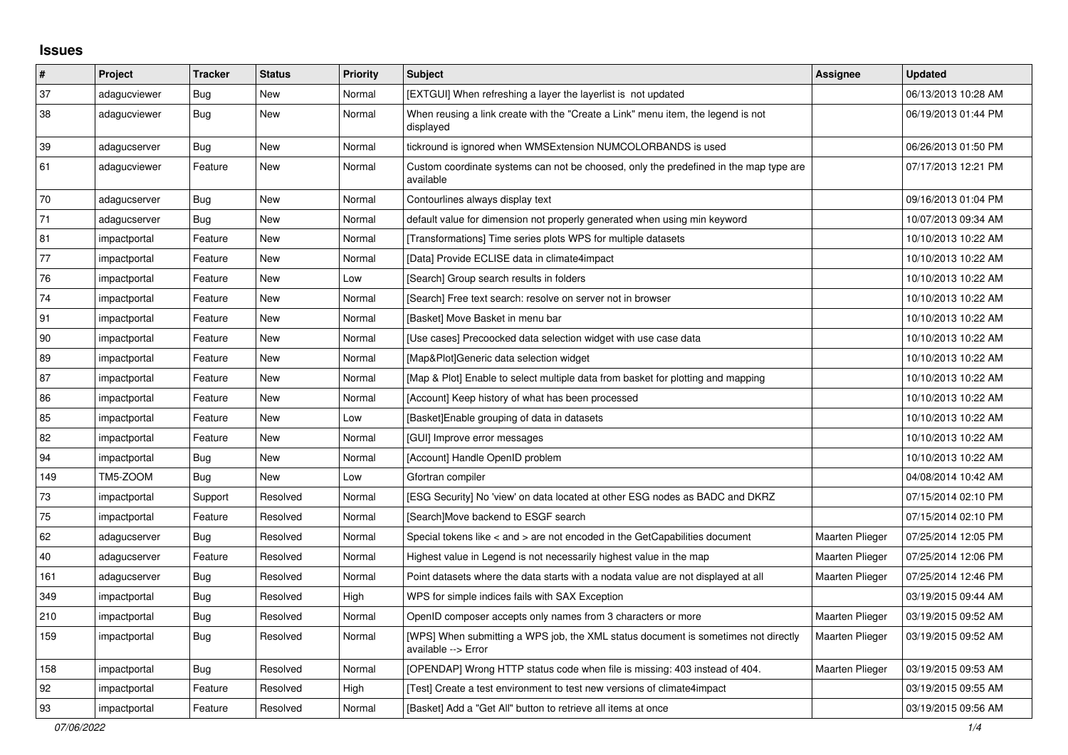## Issues

| # | Project | Tracker | Status | Priority | Subject | Assignee | Updated |
|---|---|---|---|---|---|---|---|
| 37 | adagucviewer | Bug | New | Normal | [EXTGUI] When refreshing a layer the layerlist is not updated | | 06/13/2013 10:28 AM |
| 38 | adagucviewer | Bug | New | Normal | When reusing a link create with the "Create a Link" menu item, the legend is not displayed | | 06/19/2013 01:44 PM |
| 39 | adagucserver | Bug | New | Normal | tickround is ignored when WMSExtension NUMCOLORBANDS is used | | 06/26/2013 01:50 PM |
| 61 | adagucviewer | Feature | New | Normal | Custom coordinate systems can not be choosed, only the predefined in the map type are available | | 07/17/2013 12:21 PM |
| 70 | adagucserver | Bug | New | Normal | Contourlines always display text | | 09/16/2013 01:04 PM |
| 71 | adagucserver | Bug | New | Normal | default value for dimension not properly generated when using min keyword | | 10/07/2013 09:34 AM |
| 81 | impactportal | Feature | New | Normal | [Transformations] Time series plots WPS for multiple datasets | | 10/10/2013 10:22 AM |
| 77 | impactportal | Feature | New | Normal | [Data] Provide ECLISE data in climate4impact | | 10/10/2013 10:22 AM |
| 76 | impactportal | Feature | New | Low | [Search] Group search results in folders | | 10/10/2013 10:22 AM |
| 74 | impactportal | Feature | New | Normal | [Search] Free text search: resolve on server not in browser | | 10/10/2013 10:22 AM |
| 91 | impactportal | Feature | New | Normal | [Basket] Move Basket in menu bar | | 10/10/2013 10:22 AM |
| 90 | impactportal | Feature | New | Normal | [Use cases] Precoocked data selection widget with use case data | | 10/10/2013 10:22 AM |
| 89 | impactportal | Feature | New | Normal | [Map&Plot]Generic data selection widget | | 10/10/2013 10:22 AM |
| 87 | impactportal | Feature | New | Normal | [Map & Plot] Enable to select multiple data from basket for plotting and mapping | | 10/10/2013 10:22 AM |
| 86 | impactportal | Feature | New | Normal | [Account] Keep history of what has been processed | | 10/10/2013 10:22 AM |
| 85 | impactportal | Feature | New | Low | [Basket]Enable grouping of data in datasets | | 10/10/2013 10:22 AM |
| 82 | impactportal | Feature | New | Normal | [GUI] Improve error messages | | 10/10/2013 10:22 AM |
| 94 | impactportal | Bug | New | Normal | [Account] Handle OpenID problem | | 10/10/2013 10:22 AM |
| 149 | TM5-ZOOM | Bug | New | Low | Gfortran compiler | | 04/08/2014 10:42 AM |
| 73 | impactportal | Support | Resolved | Normal | [ESG Security] No 'view' on data located at other ESG nodes as BADC and DKRZ | | 07/15/2014 02:10 PM |
| 75 | impactportal | Feature | Resolved | Normal | [Search]Move backend to ESGF search | | 07/15/2014 02:10 PM |
| 62 | adagucserver | Bug | Resolved | Normal | Special tokens like < and > are not encoded in the GetCapabilities document | Maarten Plieger | 07/25/2014 12:05 PM |
| 40 | adagucserver | Feature | Resolved | Normal | Highest value in Legend is not necessarily highest value in the map | Maarten Plieger | 07/25/2014 12:06 PM |
| 161 | adagucserver | Bug | Resolved | Normal | Point datasets where the data starts with a nodata value are not displayed at all | Maarten Plieger | 07/25/2014 12:46 PM |
| 349 | impactportal | Bug | Resolved | High | WPS for simple indices fails with SAX Exception | | 03/19/2015 09:44 AM |
| 210 | impactportal | Bug | Resolved | Normal | OpenID composer accepts only names from 3 characters or more | Maarten Plieger | 03/19/2015 09:52 AM |
| 159 | impactportal | Bug | Resolved | Normal | [WPS] When submitting a WPS job, the XML status document is sometimes not directly available --> Error | Maarten Plieger | 03/19/2015 09:52 AM |
| 158 | impactportal | Bug | Resolved | Normal | [OPENDAP] Wrong HTTP status code when file is missing: 403 instead of 404. | Maarten Plieger | 03/19/2015 09:53 AM |
| 92 | impactportal | Feature | Resolved | High | [Test] Create a test environment to test new versions of climate4impact | | 03/19/2015 09:55 AM |
| 93 | impactportal | Feature | Resolved | Normal | [Basket] Add a "Get All" button to retrieve all items at once | | 03/19/2015 09:56 AM |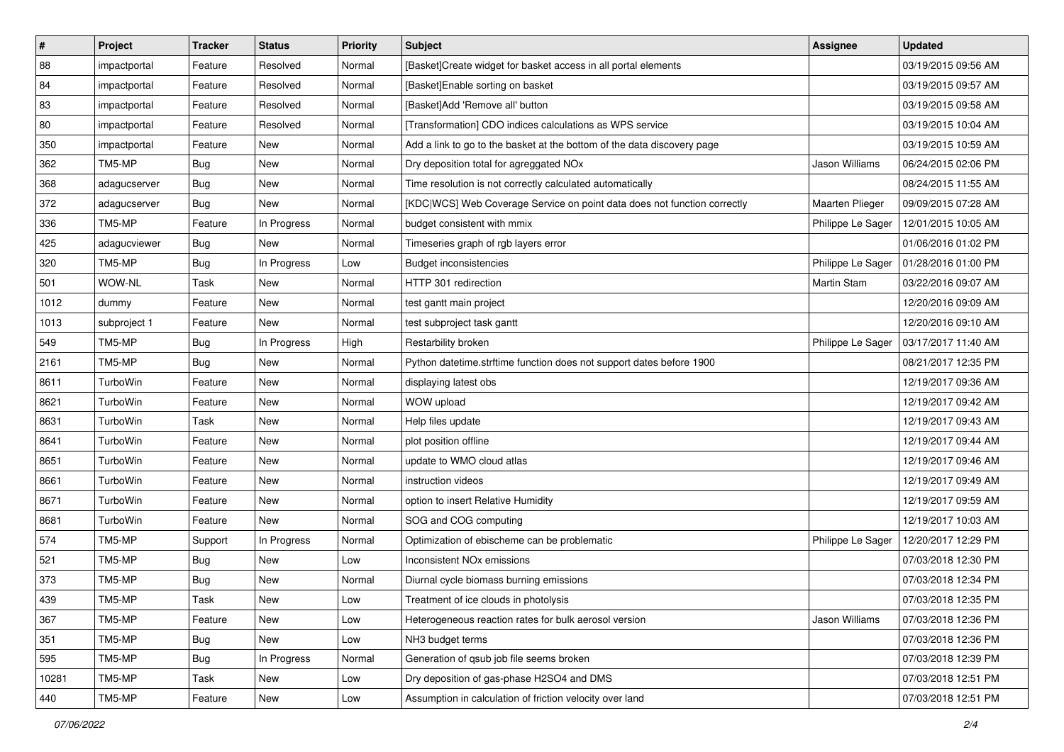| # | Project | Tracker | Status | Priority | Subject | Assignee | Updated |
|---|---|---|---|---|---|---|---|
| 88 | impactportal | Feature | Resolved | Normal | [Basket]Create widget for basket access in all portal elements | | 03/19/2015 09:56 AM |
| 84 | impactportal | Feature | Resolved | Normal | [Basket]Enable sorting on basket | | 03/19/2015 09:57 AM |
| 83 | impactportal | Feature | Resolved | Normal | [Basket]Add 'Remove all' button | | 03/19/2015 09:58 AM |
| 80 | impactportal | Feature | Resolved | Normal | [Transformation] CDO indices calculations as WPS service | | 03/19/2015 10:04 AM |
| 350 | impactportal | Feature | New | Normal | Add a link to go to the basket at the bottom of the data discovery page | | 03/19/2015 10:59 AM |
| 362 | TM5-MP | Bug | New | Normal | Dry deposition total for agreggated NOx | Jason Williams | 06/24/2015 02:06 PM |
| 368 | adagucserver | Bug | New | Normal | Time resolution is not correctly calculated automatically | | 08/24/2015 11:55 AM |
| 372 | adagucserver | Bug | New | Normal | [KDC\|WCS] Web Coverage Service on point data does not function correctly | Maarten Plieger | 09/09/2015 07:28 AM |
| 336 | TM5-MP | Feature | In Progress | Normal | budget consistent with mmix | Philippe Le Sager | 12/01/2015 10:05 AM |
| 425 | adagucviewer | Bug | New | Normal | Timeseries graph of rgb layers error | | 01/06/2016 01:02 PM |
| 320 | TM5-MP | Bug | In Progress | Low | Budget inconsistencies | Philippe Le Sager | 01/28/2016 01:00 PM |
| 501 | WOW-NL | Task | New | Normal | HTTP 301 redirection | Martin Stam | 03/22/2016 09:07 AM |
| 1012 | dummy | Feature | New | Normal | test gantt main project | | 12/20/2016 09:09 AM |
| 1013 | subproject 1 | Feature | New | Normal | test subproject task gantt | | 12/20/2016 09:10 AM |
| 549 | TM5-MP | Bug | In Progress | High | Restarbility broken | Philippe Le Sager | 03/17/2017 11:40 AM |
| 2161 | TM5-MP | Bug | New | Normal | Python datetime.strftime function does not support dates before 1900 | | 08/21/2017 12:35 PM |
| 8611 | TurboWin | Feature | New | Normal | displaying latest obs | | 12/19/2017 09:36 AM |
| 8621 | TurboWin | Feature | New | Normal | WOW upload | | 12/19/2017 09:42 AM |
| 8631 | TurboWin | Task | New | Normal | Help files update | | 12/19/2017 09:43 AM |
| 8641 | TurboWin | Feature | New | Normal | plot position offline | | 12/19/2017 09:44 AM |
| 8651 | TurboWin | Feature | New | Normal | update to WMO cloud atlas | | 12/19/2017 09:46 AM |
| 8661 | TurboWin | Feature | New | Normal | instruction videos | | 12/19/2017 09:49 AM |
| 8671 | TurboWin | Feature | New | Normal | option to insert Relative Humidity | | 12/19/2017 09:59 AM |
| 8681 | TurboWin | Feature | New | Normal | SOG and COG computing | | 12/19/2017 10:03 AM |
| 574 | TM5-MP | Support | In Progress | Normal | Optimization of ebischeme can be problematic | Philippe Le Sager | 12/20/2017 12:29 PM |
| 521 | TM5-MP | Bug | New | Low | Inconsistent NOx emissions | | 07/03/2018 12:30 PM |
| 373 | TM5-MP | Bug | New | Normal | Diurnal cycle biomass burning emissions | | 07/03/2018 12:34 PM |
| 439 | TM5-MP | Task | New | Low | Treatment of ice clouds in photolysis | | 07/03/2018 12:35 PM |
| 367 | TM5-MP | Feature | New | Low | Heterogeneous reaction rates for bulk aerosol version | Jason Williams | 07/03/2018 12:36 PM |
| 351 | TM5-MP | Bug | New | Low | NH3 budget terms | | 07/03/2018 12:36 PM |
| 595 | TM5-MP | Bug | In Progress | Normal | Generation of qsub job file seems broken | | 07/03/2018 12:39 PM |
| 10281 | TM5-MP | Task | New | Low | Dry deposition of gas-phase H2SO4 and DMS | | 07/03/2018 12:51 PM |
| 440 | TM5-MP | Feature | New | Low | Assumption in calculation of friction velocity over land | | 07/03/2018 12:51 PM |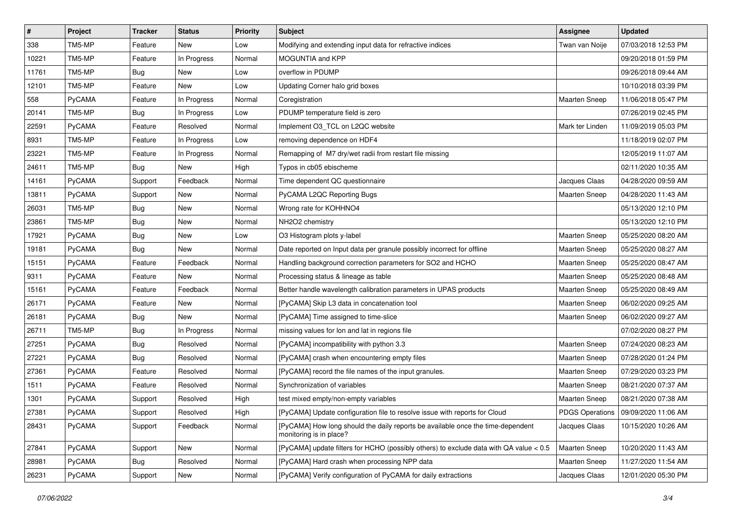| # | Project | Tracker | Status | Priority | Subject | Assignee | Updated |
|---|---|---|---|---|---|---|---|
| 338 | TM5-MP | Feature | New | Low | Modifying and extending input data for refractive indices | Twan van Noije | 07/03/2018 12:53 PM |
| 10221 | TM5-MP | Feature | In Progress | Normal | MOGUNTIA and KPP | | 09/20/2018 01:59 PM |
| 11761 | TM5-MP | Bug | New | Low | overflow in PDUMP | | 09/26/2018 09:44 AM |
| 12101 | TM5-MP | Feature | New | Low | Updating Corner halo grid boxes | | 10/10/2018 03:39 PM |
| 558 | PyCAMA | Feature | In Progress | Normal | Coregistration | Maarten Sneep | 11/06/2018 05:47 PM |
| 20141 | TM5-MP | Bug | In Progress | Low | PDUMP temperature field is zero | | 07/26/2019 02:45 PM |
| 22591 | PyCAMA | Feature | Resolved | Normal | Implement O3_TCL on L2QC website | Mark ter Linden | 11/09/2019 05:03 PM |
| 8931 | TM5-MP | Feature | In Progress | Low | removing dependence on HDF4 | | 11/18/2019 02:07 PM |
| 23221 | TM5-MP | Feature | In Progress | Normal | Remapping of M7 dry/wet radii from restart file missing | | 12/05/2019 11:07 AM |
| 24611 | TM5-MP | Bug | New | High | Typos in cb05 ebischeme | | 02/11/2020 10:35 AM |
| 14161 | PyCAMA | Support | Feedback | Normal | Time dependent QC questionnaire | Jacques Claas | 04/28/2020 09:59 AM |
| 13811 | PyCAMA | Support | New | Normal | PyCAMA L2QC Reporting Bugs | Maarten Sneep | 04/28/2020 11:43 AM |
| 26031 | TM5-MP | Bug | New | Normal | Wrong rate for KOHHNO4 | | 05/13/2020 12:10 PM |
| 23861 | TM5-MP | Bug | New | Normal | NH2O2 chemistry | | 05/13/2020 12:10 PM |
| 17921 | PyCAMA | Bug | New | Low | O3 Histogram plots y-label | Maarten Sneep | 05/25/2020 08:20 AM |
| 19181 | PyCAMA | Bug | New | Normal | Date reported on Input data per granule possibly incorrect for offline | Maarten Sneep | 05/25/2020 08:27 AM |
| 15151 | PyCAMA | Feature | Feedback | Normal | Handling background correction parameters for SO2 and HCHO | Maarten Sneep | 05/25/2020 08:47 AM |
| 9311 | PyCAMA | Feature | New | Normal | Processing status & lineage as table | Maarten Sneep | 05/25/2020 08:48 AM |
| 15161 | PyCAMA | Feature | Feedback | Normal | Better handle wavelength calibration parameters in UPAS products | Maarten Sneep | 05/25/2020 08:49 AM |
| 26171 | PyCAMA | Feature | New | Normal | [PyCAMA] Skip L3 data in concatenation tool | Maarten Sneep | 06/02/2020 09:25 AM |
| 26181 | PyCAMA | Bug | New | Normal | [PyCAMA] Time assigned to time-slice | Maarten Sneep | 06/02/2020 09:27 AM |
| 26711 | TM5-MP | Bug | In Progress | Normal | missing values for lon and lat in regions file | | 07/02/2020 08:27 PM |
| 27251 | PyCAMA | Bug | Resolved | Normal | [PyCAMA] incompatibility with python 3.3 | Maarten Sneep | 07/24/2020 08:23 AM |
| 27221 | PyCAMA | Bug | Resolved | Normal | [PyCAMA] crash when encountering empty files | Maarten Sneep | 07/28/2020 01:24 PM |
| 27361 | PyCAMA | Feature | Resolved | Normal | [PyCAMA] record the file names of the input granules. | Maarten Sneep | 07/29/2020 03:23 PM |
| 1511 | PyCAMA | Feature | Resolved | Normal | Synchronization of variables | Maarten Sneep | 08/21/2020 07:37 AM |
| 1301 | PyCAMA | Support | Resolved | High | test mixed empty/non-empty variables | Maarten Sneep | 08/21/2020 07:38 AM |
| 27381 | PyCAMA | Support | Resolved | High | [PyCAMA] Update configuration file to resolve issue with reports for Cloud | PDGS Operations | 09/09/2020 11:06 AM |
| 28431 | PyCAMA | Support | Feedback | Normal | [PyCAMA] How long should the daily reports be available once the time-dependent monitoring is in place? | Jacques Claas | 10/15/2020 10:26 AM |
| 27841 | PyCAMA | Support | New | Normal | [PyCAMA] update filters for HCHO (possibly others) to exclude data with QA value < 0.5 | Maarten Sneep | 10/20/2020 11:43 AM |
| 28981 | PyCAMA | Bug | Resolved | Normal | [PyCAMA] Hard crash when processing NPP data | Maarten Sneep | 11/27/2020 11:54 AM |
| 26231 | PyCAMA | Support | New | Normal | [PyCAMA] Verify configuration of PyCAMA for daily extractions | Jacques Claas | 12/01/2020 05:30 PM |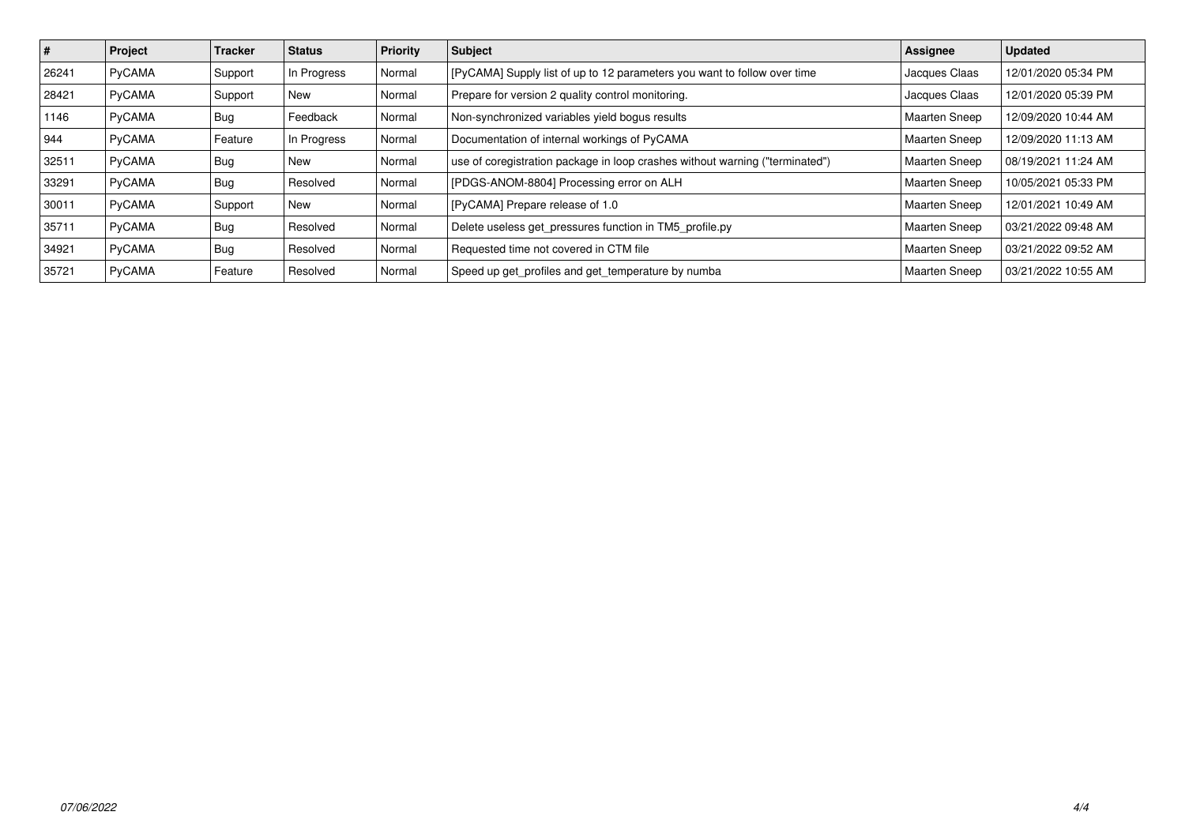| # | Project | Tracker | Status | Priority | Subject | Assignee | Updated |
|---|---|---|---|---|---|---|---|
| 26241 | PyCAMA | Support | In Progress | Normal | [PyCAMA] Supply list of up to 12 parameters you want to follow over time | Jacques Claas | 12/01/2020 05:34 PM |
| 28421 | PyCAMA | Support | New | Normal | Prepare for version 2 quality control monitoring. | Jacques Claas | 12/01/2020 05:39 PM |
| 1146 | PyCAMA | Bug | Feedback | Normal | Non-synchronized variables yield bogus results | Maarten Sneep | 12/09/2020 10:44 AM |
| 944 | PyCAMA | Feature | In Progress | Normal | Documentation of internal workings of PyCAMA | Maarten Sneep | 12/09/2020 11:13 AM |
| 32511 | PyCAMA | Bug | New | Normal | use of coregistration package in loop crashes without warning ("terminated") | Maarten Sneep | 08/19/2021 11:24 AM |
| 33291 | PyCAMA | Bug | Resolved | Normal | [PDGS-ANOM-8804] Processing error on ALH | Maarten Sneep | 10/05/2021 05:33 PM |
| 30011 | PyCAMA | Support | New | Normal | [PyCAMA] Prepare release of 1.0 | Maarten Sneep | 12/01/2021 10:49 AM |
| 35711 | PyCAMA | Bug | Resolved | Normal | Delete useless get_pressures function in TM5_profile.py | Maarten Sneep | 03/21/2022 09:48 AM |
| 34921 | PyCAMA | Bug | Resolved | Normal | Requested time not covered in CTM file | Maarten Sneep | 03/21/2022 09:52 AM |
| 35721 | PyCAMA | Feature | Resolved | Normal | Speed up get_profiles and get_temperature by numba | Maarten Sneep | 03/21/2022 10:55 AM |